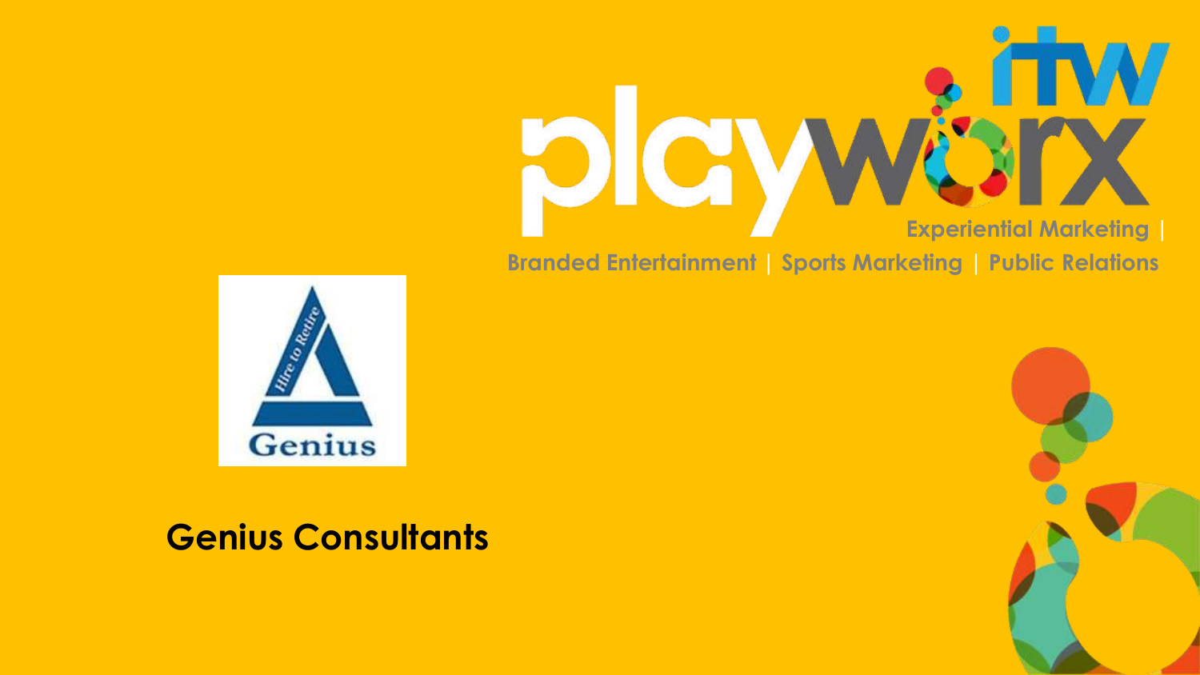playworx itw

Experiential Marketing | Branded Entertainment | Sports Marketing | Public Relations

Hire to Retire

Genius

**Genius Consultants**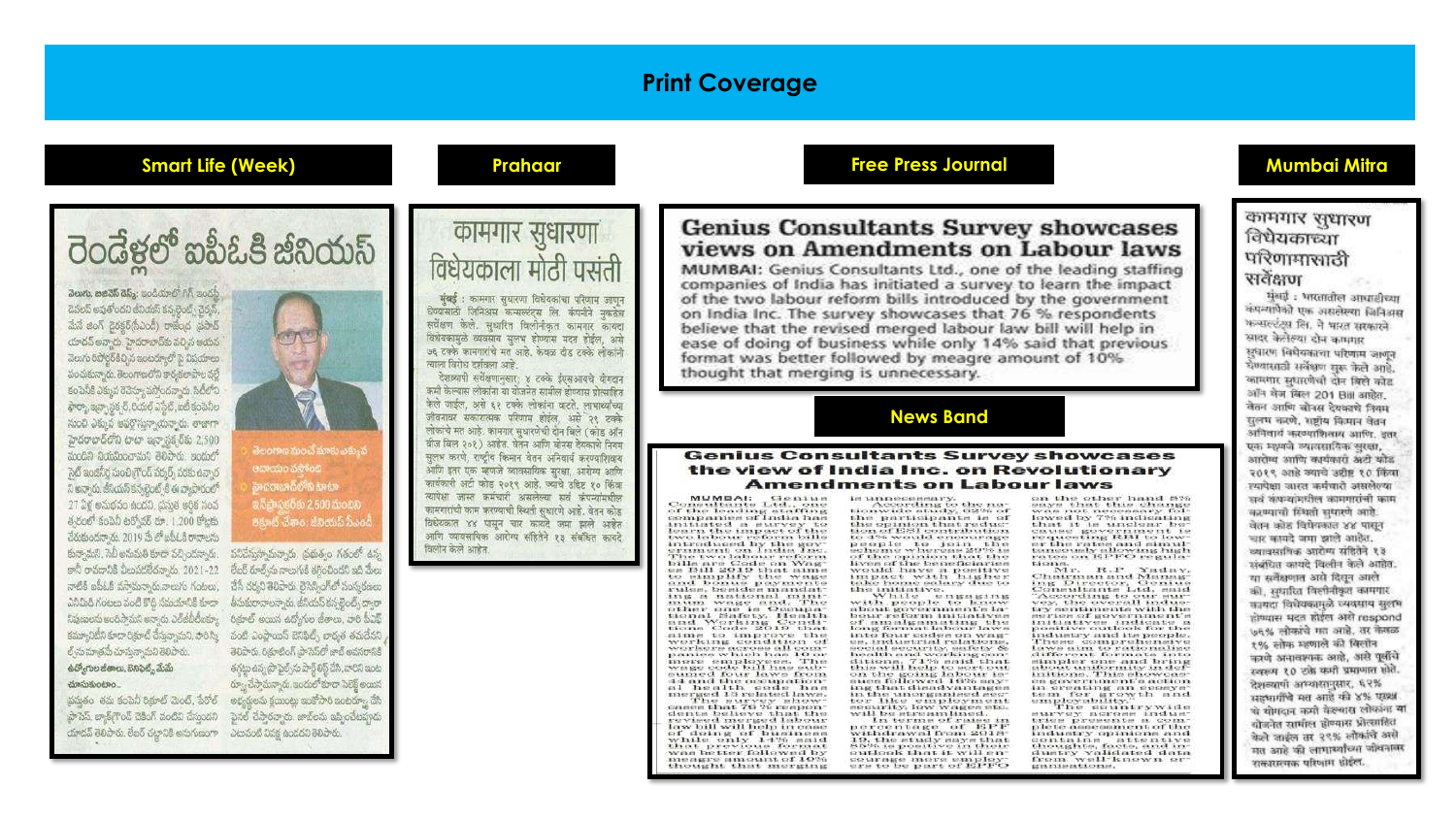# Print Coverage

## Smart Life (Week)

రెండేళ్లలో ఐపీఓకి జీనియస్

## Prahaar

कामगार सुधारणा विधेयकाला मोठी पसंती

## Free Press Journal

**Genius Consultants Survey showcases views on Amendments on Labour laws**

MUMBAI: Genius Consultants Ltd., one of the leading staffing companies of India has initiated a survey to learn the impact of the two labour reform bills introduced by the government on India Inc. The survey showcases that 76 % respondents believe that the revised merged labour law bill will help in ease of doing of business while only 14% said that previous format was better followed by meagre amount of 10% thought that merging is unnecessary.

## News Band

**Genius Consultants Survey showcases the view of India Inc. on Revolutionary Amendments on Labour laws**

## Mumbai Mitra

कामगार सुधारणा विधेयकाच्या परिणामासाठी सर्वेक्षण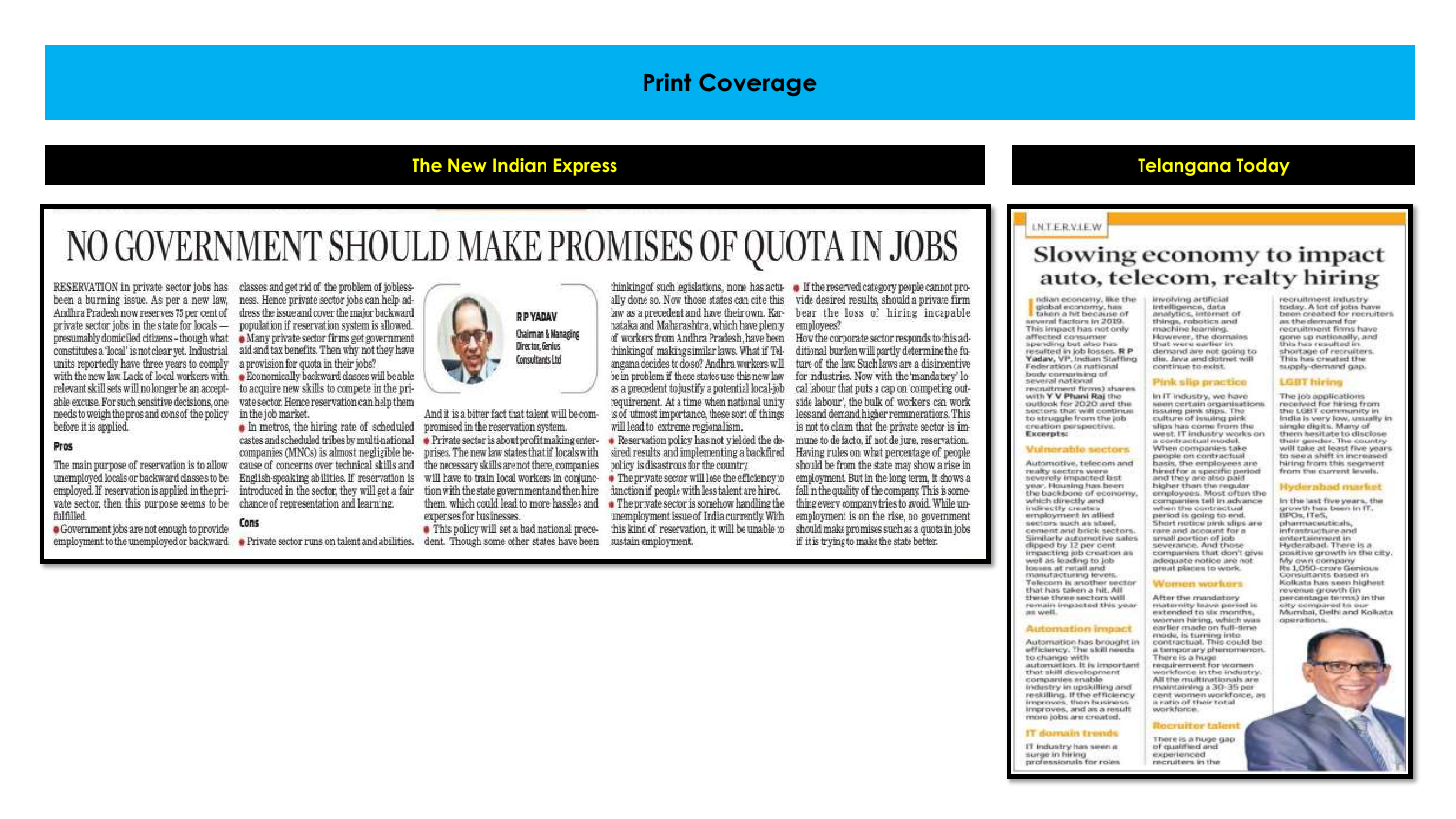# Print Coverage

## The New Indian Express

# NO GOVERNMENT SHOULD MAKE PROMISES OF QUOTA IN JOBS

RESERVATION in private sector jobs has been a burning issue. As per a new law, Andhra Pradesh now reserves 75 per cent of private sector jobs in the state for locals — presumably domiciled citizens - though what constitutes a 'local' is not clear yet. Industrial units reportedly have three years to comply with the new law. Lack of local workers with relevant skill sets will no longer be an acceptable excuse. For such sensitive decisions, one needs to weigh the pros and cons of the policy before it is applied.

### Pros

The main purpose of reservation is to allow unemployed locals or backward classes to be employed. If reservation is applied in the private sector, then this purpose seems to be fulfilled.

- Government jobs are not enough to provide employment to the unemployed or backward classes and get rid of the problem of joblessness. Hence private sector jobs can help address the issue and cover the major backward population if reservation system is allowed.
- Many private sector firms get government aid and tax benefits. Then why not they have a provision for quota in their jobs?
- Economically backward classes will be able to acquire new skills to compete in the private sector. Hence reservation can help them in the job market.
- In metros, the hiring rate of scheduled castes and scheduled tribes by multi-national companies (MNCs) is almost negligible because of concerns over technical skills and English-speaking abilities. If reservation is introduced in the sector, they will get a fair chance of representation and learning.

### Cons

- Private sector runs on talent and abilities. And it is a bitter fact that talent will be compromised in the reservation system.
- Private sector is about profit making enterprises. The new law states that if locals with the necessary skills are not there, companies will have to train local workers in conjunction with the state government and then hire them, which could lead to more hassles and expenses for businesses.
- This policy will set a bad national precedent. Though some other states have been thinking of such legislations, none has actually done so. Now those states can cite this law as a precedent and have their own. Karnataka and Maharashtra, which have plenty of workers from Andhra Pradesh, have been thinking of making similar laws. What if Telangana decides to do so? Andhra workers will be in problem if these states use this new law as a precedent to justify a potential local-job requirement. At a time when national unity is of utmost importance, these sort of things will lead to extreme regionalism.
- Reservation policy has not yielded the desired results and implementing a backfired policy is disastrous for the country.
- The private sector will lose the efficiency to function if people with less talent are hired.
- The private sector is somehow handling the unemployment issue of India currently. With this kind of reservation, it will be unable to sustain employment.
- If the reserved category people cannot provide desired results, should a private firm bear the loss of hiring incapable employees?

How the corporate sector responds to this additional burden will partly determine the future of the law. Such laws are a disincentive for industries. Now with the 'mandatory' local labour that puts a cap on 'competing outside labour', the bulk of workers can work less and demand higher remunerations. This is not to claim that the private sector is immune to de facto, if not de jure, reservation. Having rules on what percentage of people should be from the state may show a rise in employment. But in the long term, it shows a fall in the quality of the company. This is something every company tries to avoid. While unemployment is on the rise, no government should make promises such as a quota in jobs if it is trying to make the state better.

**R P YADAV**
Chairman & Managing Director, Genius Consultants Ltd

## Telangana Today

INTERVIEW

# Slowing economy to impact auto, telecom, realty hiring

Indian economy, like the global economy, has taken a hit because of several factors in 2019. This impact has not only affected consumer spending but also has resulted in job losses. **R P Yadav**, VP, Indian Staffing Federation (a national body comprising of several national recruitment firms) shares with **Y V Phani Raj** the outlook for 2020 and the sectors that will continue to struggle from the job creation perspective. **Excerpts:**

### Vulnerable sectors

Automotive, telecom and realty sectors were severely impacted last year. Housing has been the backbone of economy, which directly and indirectly creates employment in allied sectors such as steel, cement and brick sectors. Similarly automotive sales dipped by 12 per cent impacting job creation as well as leading to job losses at retail and manufacturing levels. Telecom is another sector that has taken a hit. All these three sectors will remain impacted this year as well.

### Automation impact

Automation has brought in efficiency. The skill needs to change with automation. It is important that skill development companies enable industry in upskilling and reskilling. If the efficiency improves, then business improves, and as a result more jobs are created.

### IT domain trends

IT industry has seen a surge in hiring professionals for roles involving artificial intelligence, data analytics, internet of things, robotics and machine learning. However, the domains that were earlier in demand are not going to die. Java and dotnet will continue to exist.

### Pink slip practice

In IT industry, we have seen certain organisations issuing pink slips. The culture of issuing pink slips has come from the west. IT industry works on a contractual model. When companies take people on contractual basis, the employees are hired for a specific period and they are also paid higher than the regular employees. Most often the companies tell in advance when the contractual period is going to end. Short notice pink slips are rare and account for a small portion of job severance. And those companies that don't give adequate notice are not great places to work.

### Women workers

After the mandatory maternity leave period is extended to six months, women hiring, which was earlier made on full-time mode, is turning into contractual. This could be a temporary phenomenon. There is a huge requirement for women workforce in the industry. All the multinationals are maintaining a 30-35 per cent women workforce, as a ratio of their total workforce.

### Recruiter talent

There is a huge gap of qualified and experienced recruiters in the recruitment industry today. A lot of jobs have been created for recruiters as the demand for recruitment firms have gone up nationally, and this has resulted in shortage of recruiters. This has created the supply-demand gap.

### LGBT hiring

The job applications received for hiring from the LGBT community in India is very low, usually in single digits. Many of them hesitate to disclose their gender. The country will take at least five years to see a shift in increased hiring from this segment from the current levels.

### Hyderabad market

In the last five years, the growth has been in IT, BPOs, ITeS, pharmaceuticals, infrastructure and entertainment in Hyderabad. There is a positive growth in the city. My own company Rs 1,050-crore Genious Consultants based in Kolkata has seen highest revenue growth (in percentage terms) in the city compared to our Mumbai, Delhi and Kolkata operations.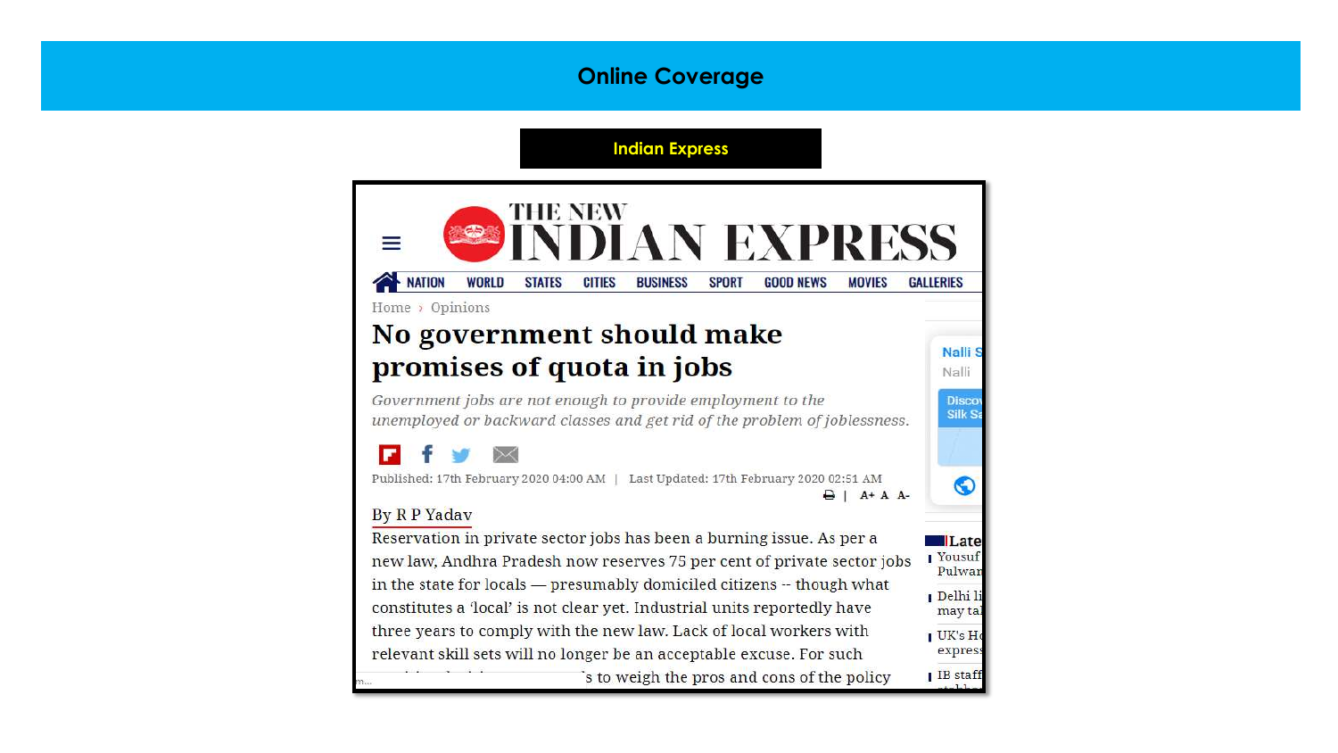# Online Coverage

## Indian Express

THE NEW INDIAN EXPRESS

NATION | WORLD | STATES | CITIES | BUSINESS | SPORT | GOOD NEWS | MOVIES | GALLERIES

Home › Opinions

# No government should make promises of quota in jobs

*Government jobs are not enough to provide employment to the unemployed or backward classes and get rid of the problem of joblessness.*

Published: 17th February 2020 04:00 AM | Last Updated: 17th February 2020 02:51 AM

By R P Yadav

Reservation in private sector jobs has been a burning issue. As per a new law, Andhra Pradesh now reserves 75 per cent of private sector jobs in the state for locals — presumably domiciled citizens -- though what constitutes a 'local' is not clear yet. Industrial units reportedly have three years to comply with the new law. Lack of local workers with relevant skill sets will no longer be an acceptable excuse. For such ... 's to weigh the pros and cons of the policy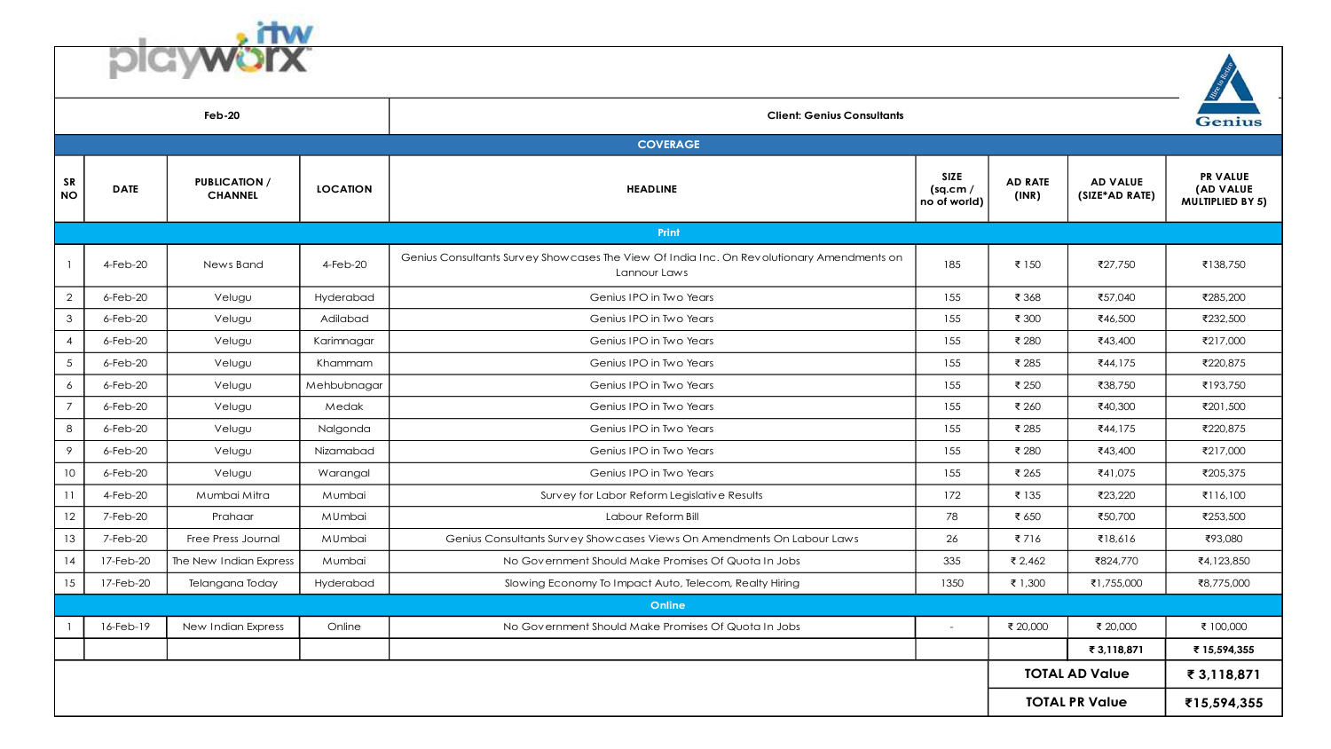| Feb-20 | | | | Client: Genius Consultants | | | | |
|---|---|---|---|---|---|---|---|---|
| **COVERAGE** | | | | | | | | |
| **SR NO** | **DATE** | **PUBLICATION / CHANNEL** | **LOCATION** | **HEADLINE** | **SIZE (sq.cm / no of world)** | **AD RATE (INR)** | **AD VALUE (SIZE*AD RATE)** | **PR VALUE (AD VALUE MULTIPLIED BY 5)** |
| **Print** | | | | | | | | |
| 1 | 4-Feb-20 | News Band | 4-Feb-20 | Genius Consultants Survey Showcases The View Of India Inc. On Revolutionary Amendments on Lannour Laws | 185 | ₹ 150 | ₹27,750 | ₹138,750 |
| 2 | 6-Feb-20 | Velugu | Hyderabad | Genius IPO in Two Years | 155 | ₹ 368 | ₹57,040 | ₹285,200 |
| 3 | 6-Feb-20 | Velugu | Adilabad | Genius IPO in Two Years | 155 | ₹ 300 | ₹46,500 | ₹232,500 |
| 4 | 6-Feb-20 | Velugu | Karimnagar | Genius IPO in Two Years | 155 | ₹ 280 | ₹43,400 | ₹217,000 |
| 5 | 6-Feb-20 | Velugu | Khammam | Genius IPO in Two Years | 155 | ₹ 285 | ₹44,175 | ₹220,875 |
| 6 | 6-Feb-20 | Velugu | Mehbubnagar | Genius IPO in Two Years | 155 | ₹ 250 | ₹38,750 | ₹193,750 |
| 7 | 6-Feb-20 | Velugu | Medak | Genius IPO in Two Years | 155 | ₹ 260 | ₹40,300 | ₹201,500 |
| 8 | 6-Feb-20 | Velugu | Nalgonda | Genius IPO in Two Years | 155 | ₹ 285 | ₹44,175 | ₹220,875 |
| 9 | 6-Feb-20 | Velugu | Nizamabad | Genius IPO in Two Years | 155 | ₹ 280 | ₹43,400 | ₹217,000 |
| 10 | 6-Feb-20 | Velugu | Warangal | Genius IPO in Two Years | 155 | ₹ 265 | ₹41,075 | ₹205,375 |
| 11 | 4-Feb-20 | Mumbai Mitra | Mumbai | Survey for Labor Reform Legislative Results | 172 | ₹ 135 | ₹23,220 | ₹116,100 |
| 12 | 7-Feb-20 | Prahaar | MUmbai | Labour Reform Bill | 78 | ₹ 650 | ₹50,700 | ₹253,500 |
| 13 | 7-Feb-20 | Free Press Journal | MUmbai | Genius Consultants Survey Showcases Views On Amendments On Labour Laws | 26 | ₹ 716 | ₹18,616 | ₹93,080 |
| 14 | 17-Feb-20 | The New Indian Express | Mumbai | No Government Should Make Promises Of Quota In Jobs | 335 | ₹ 2,462 | ₹824,770 | ₹4,123,850 |
| 15 | 17-Feb-20 | Telangana Today | Hyderabad | Slowing Economy To Impact Auto, Telecom, Realty Hiring | 1350 | ₹ 1,300 | ₹1,755,000 | ₹8,775,000 |
| **Online** | | | | | | | | |
| 1 | 16-Feb-19 | New Indian Express | Online | No Government Should Make Promises Of Quota In Jobs | - | ₹ 20,000 | ₹ 20,000 | ₹ 100,000 |
| | | | | | | | **₹ 3,118,871** | **₹ 15,594,355** |
| | | | | | | **TOTAL AD Value** | | **₹ 3,118,871** |
| | | | | | | **TOTAL PR Value** | | **₹15,594,355** |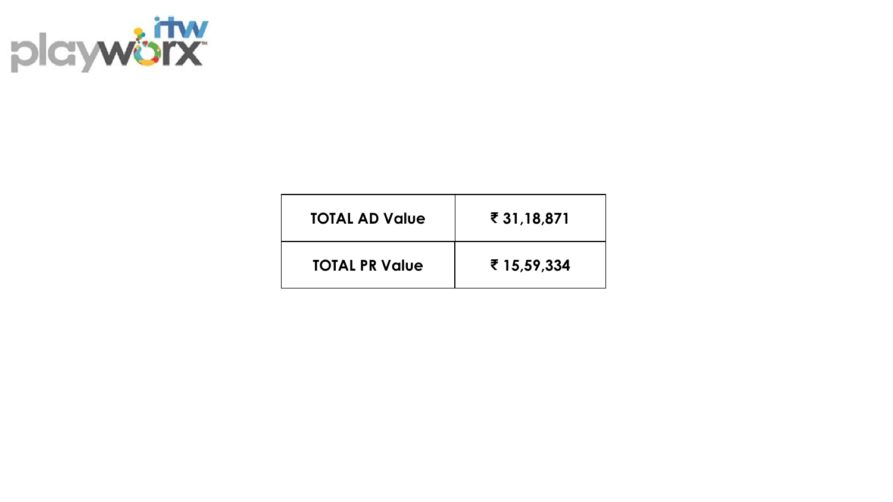| | |
|---|---|
| **TOTAL AD Value** | **₹ 31,18,871** |
| **TOTAL PR Value** | **₹ 15,59,334** |